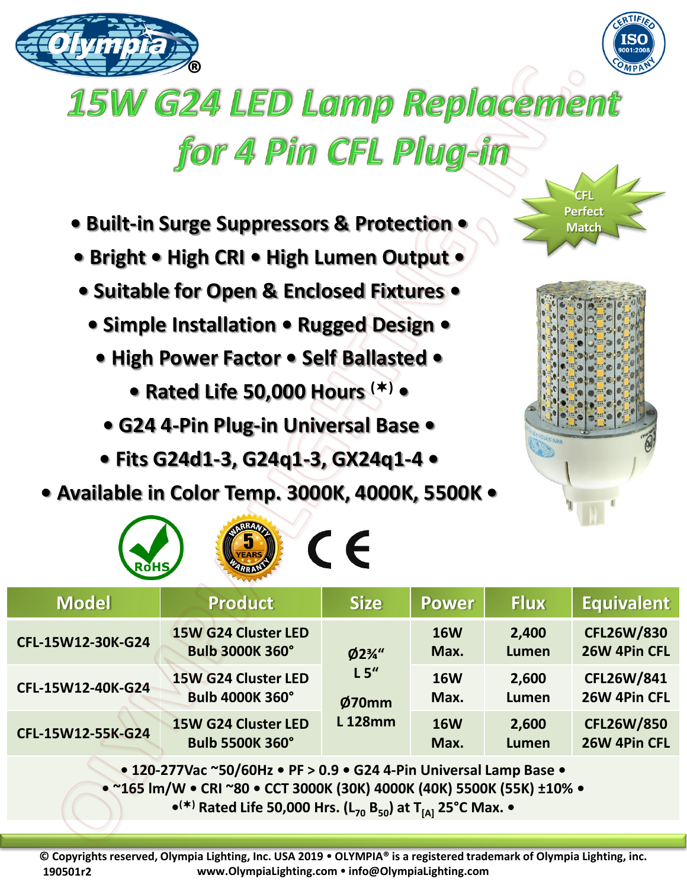# 15W G24 LED Lamp Replacement for 4 Pin CFL Plug-in

CFL Perfect Match

- • Built-in Surge Suppressors & Protection •
- • Bright • High CRI • High Lumen Output •
- • Suitable for Open & Enclosed Fixtures •
- • Simple Installation • Rugged Design •
- • High Power Factor • Self Ballasted •
- • Rated Life 50,000 Hours (*) •
- • G24 4-Pin Plug-in Universal Base •
- • Fits G24d1-3, G24q1-3, GX24q1-4 •
- • Available in Color Temp. 3000K, 4000K, 5500K •

RoHS | 5 YEARS WARRANTY | CE

| Model | Product | Size | Power | Flux | Equivalent |
|---|---|---|---|---|---|
| CFL-15W12-30K-G24 | 15W G24 Cluster LED Bulb 3000K 360° | Ø2¾" L 5" Ø70mm L 128mm | 16W Max. | 2,400 Lumen | CFL26W/830 26W 4Pin CFL |
| CFL-15W12-40K-G24 | 15W G24 Cluster LED Bulb 4000K 360° | | 16W Max. | 2,600 Lumen | CFL26W/841 26W 4Pin CFL |
| CFL-15W12-55K-G24 | 15W G24 Cluster LED Bulb 5500K 360° | | 16W Max. | 2,600 Lumen | CFL26W/850 26W 4Pin CFL |

• 120-277Vac ~50/60Hz • PF > 0.9 • G24 4-Pin Universal Lamp Base •
• ~165 lm/W • CRI ~80 • CCT 3000K (30K) 4000K (40K) 5500K (55K) ±10% •
•(*) Rated Life 50,000 Hrs. ($L_{70}$ $B_{50}$) at $T_{[A]}$ 25°C Max. •

© Copyrights reserved, Olympia Lighting, Inc. USA 2019 • OLYMPIA® is a registered trademark of Olympia Lighting, inc.
190501r2 www.OlympiaLighting.com • info@OlympiaLighting.com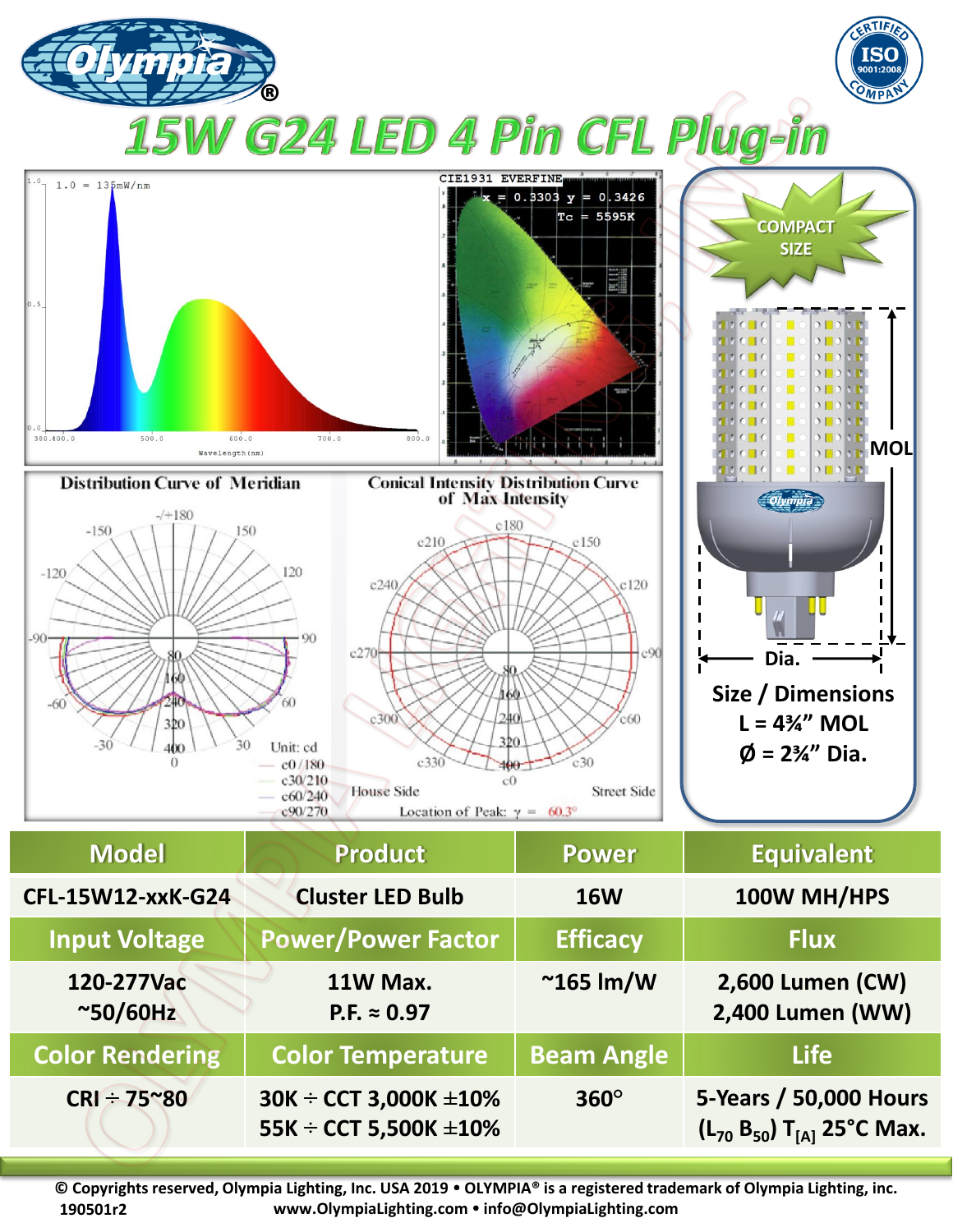# 15W G24 LED 4 Pin CFL Plug-in

1.0 = 135mW/nm

Wavelength (nm)

CIE1931 EVERFINE

x = 0.3303 y = 0.3426

Tc = 5595K

Distribution Curve of Meridian

Unit: cd

c0/180

c30/210

c60/240

c90/270

Conical Intensity Distribution Curve of Max Intensity

House Side

Street Side

Location of Peak: γ = 60.3°

COMPACT SIZE

MOL

Dia.

Size / Dimensions

L = 4¾" MOL

Ø = 2¾" Dia.

| Model | Product | Power | Equivalent |
|---|---|---|---|
| CFL-15W12-xxK-G24 | Cluster LED Bulb | 16W | 100W MH/HPS |
| **Input Voltage** | **Power/Power Factor** | **Efficacy** | **Flux** |
| 120-277Vac ~50/60Hz | 11W Max. P.F. ≈ 0.97 | ~165 lm/W | 2,600 Lumen (CW) 2,400 Lumen (WW) |
| **Color Rendering** | **Color Temperature** | **Beam Angle** | **Life** |
| CRI ÷ 75~80 | 30K ÷ CCT 3,000K ±10% 55K ÷ CCT 5,500K ±10% | 360° | 5-Years / 50,000 Hours ($L_{70}$ $B_{50}$) $T_{[A]}$ 25°C Max. |

© Copyrights reserved, Olympia Lighting, Inc. USA 2019 • OLYMPIA® is a registered trademark of Olympia Lighting, inc.

190501r2 www.OlympiaLighting.com • info@OlympiaLighting.com